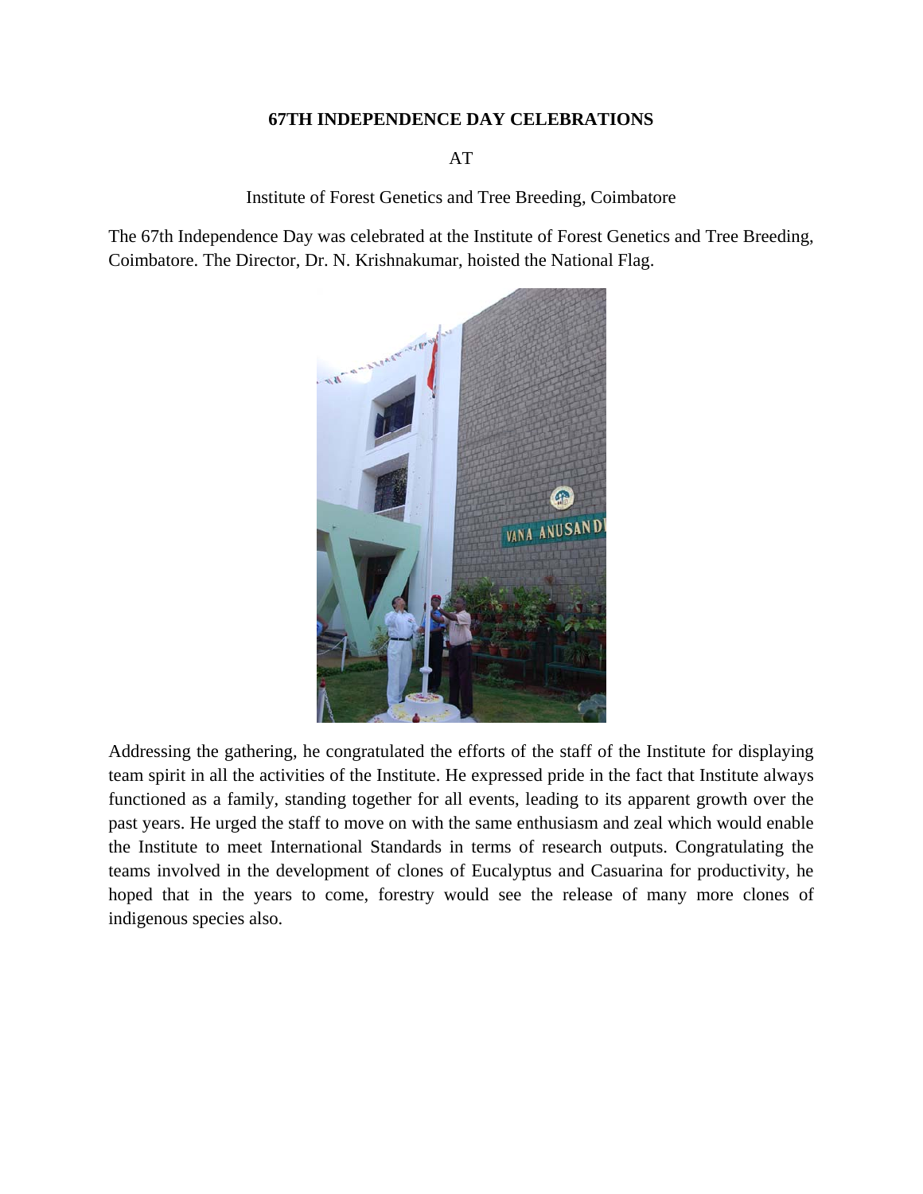**67TH INDEPENDENCE DAY CELEBRATIONS**

AT

Institute of Forest Genetics and Tree Breeding, Coimbatore

The 67th Independence Day was celebrated at the Institute of Forest Genetics and Tree Breeding, Coimbatore. The Director, Dr. N. Krishnakumar, hoisted the National Flag.

Addressing the gathering, he congratulated the efforts of the staff of the Institute for displaying team spirit in all the activities of the Institute. He expressed pride in the fact that Institute always functioned as a family, standing together for all events, leading to its apparent growth over the past years. He urged the staff to move on with the same enthusiasm and zeal which would enable the Institute to meet International Standards in terms of research outputs. Congratulating the teams involved in the development of clones of Eucalyptus and Casuarina for productivity, he hoped that in the years to come, forestry would see the release of many more clones of indigenous species also.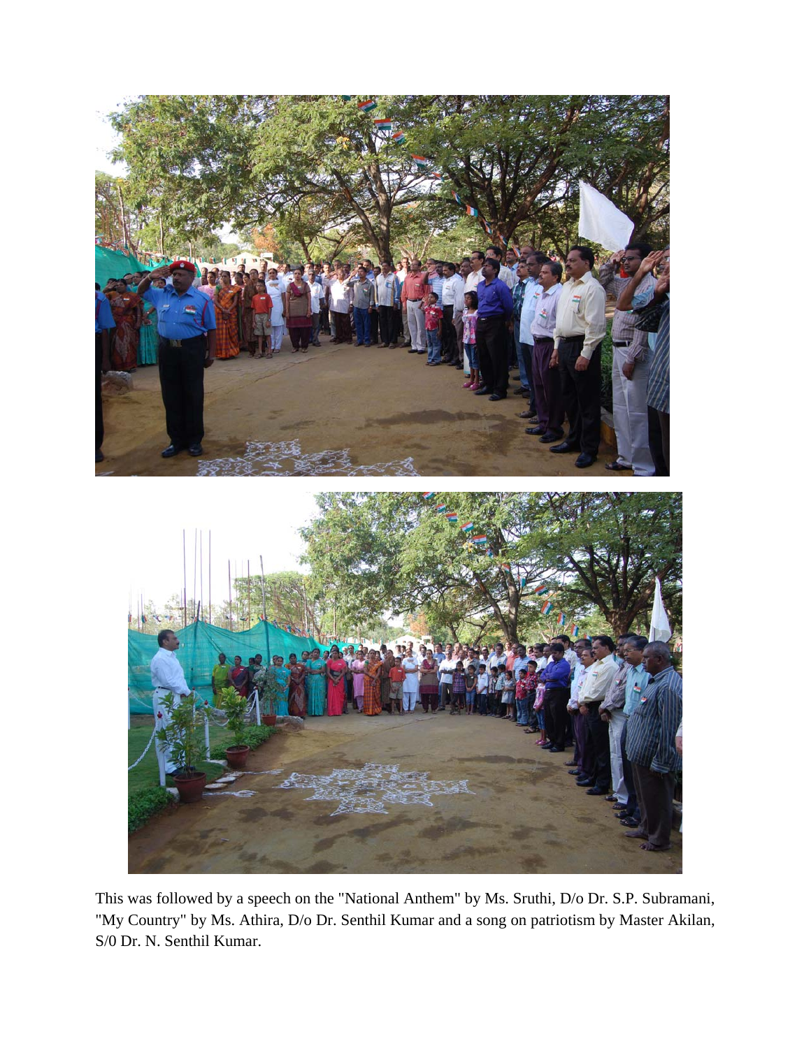This was followed by a speech on the "National Anthem" by Ms. Sruthi, D/o Dr. S.P. Subramani, "My Country" by Ms. Athira, D/o Dr. Senthil Kumar and a song on patriotism by Master Akilan, S/0 Dr. N. Senthil Kumar.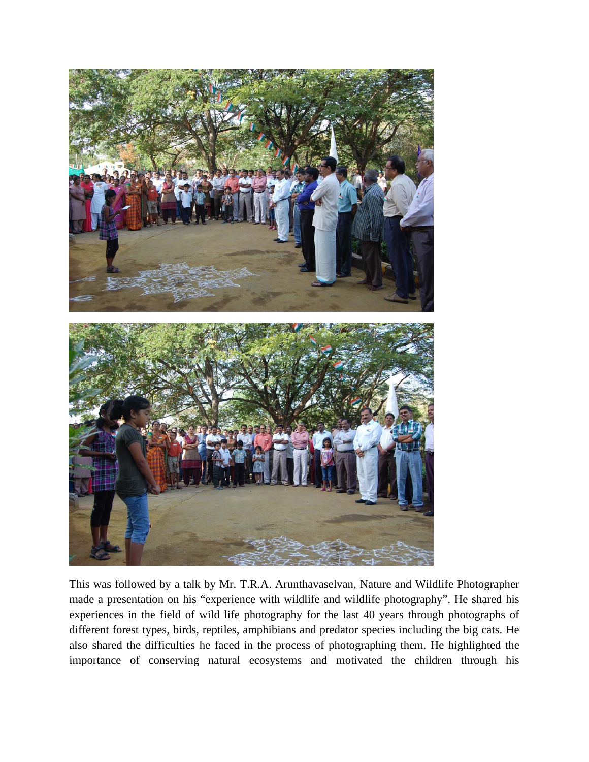This was followed by a talk by Mr. T.R.A. Arunthavaselvan, Nature and Wildlife Photographer made a presentation on his "experience with wildlife and wildlife photography". He shared his experiences in the field of wild life photography for the last 40 years through photographs of different forest types, birds, reptiles, amphibians and predator species including the big cats. He also shared the difficulties he faced in the process of photographing them. He highlighted the importance of conserving natural ecosystems and motivated the children through his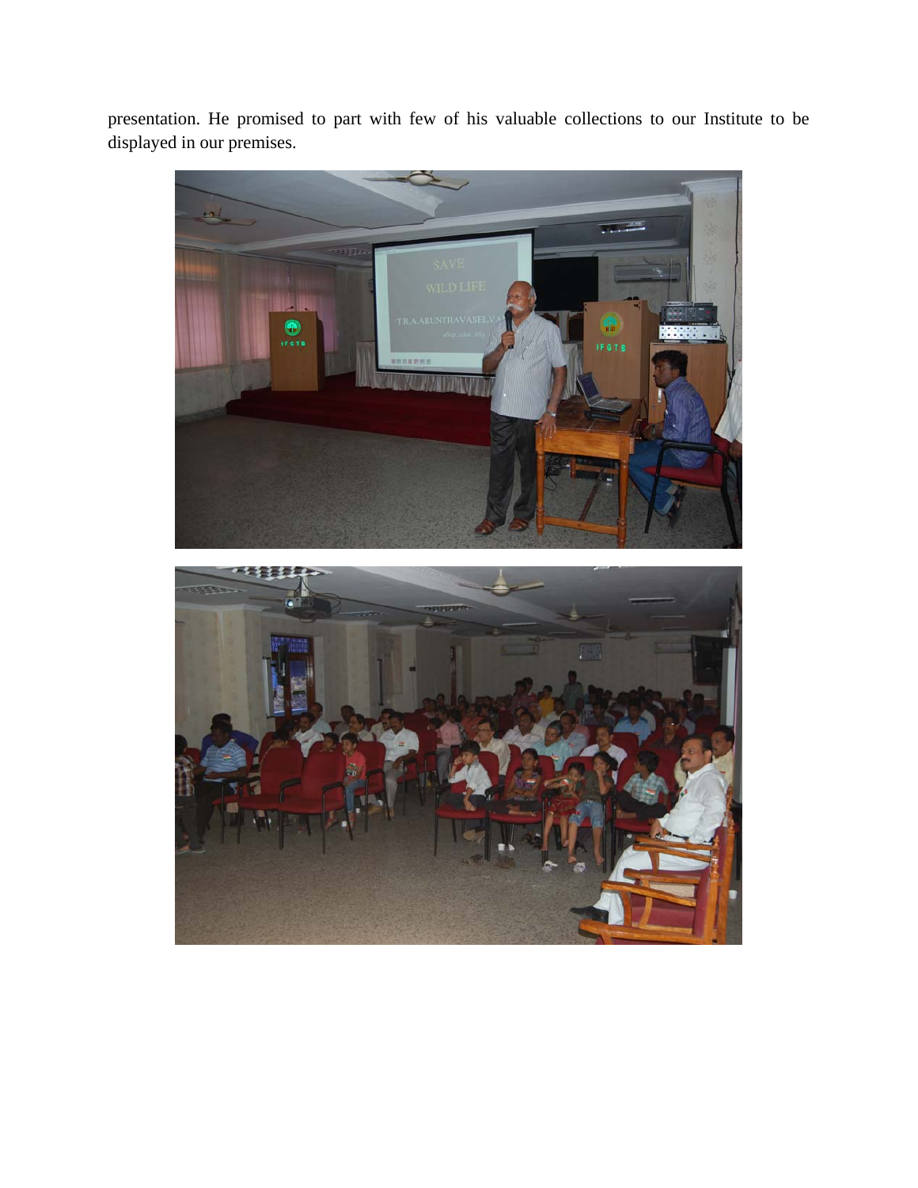presentation. He promised to part with few of his valuable collections to our Institute to be displayed in our premises.